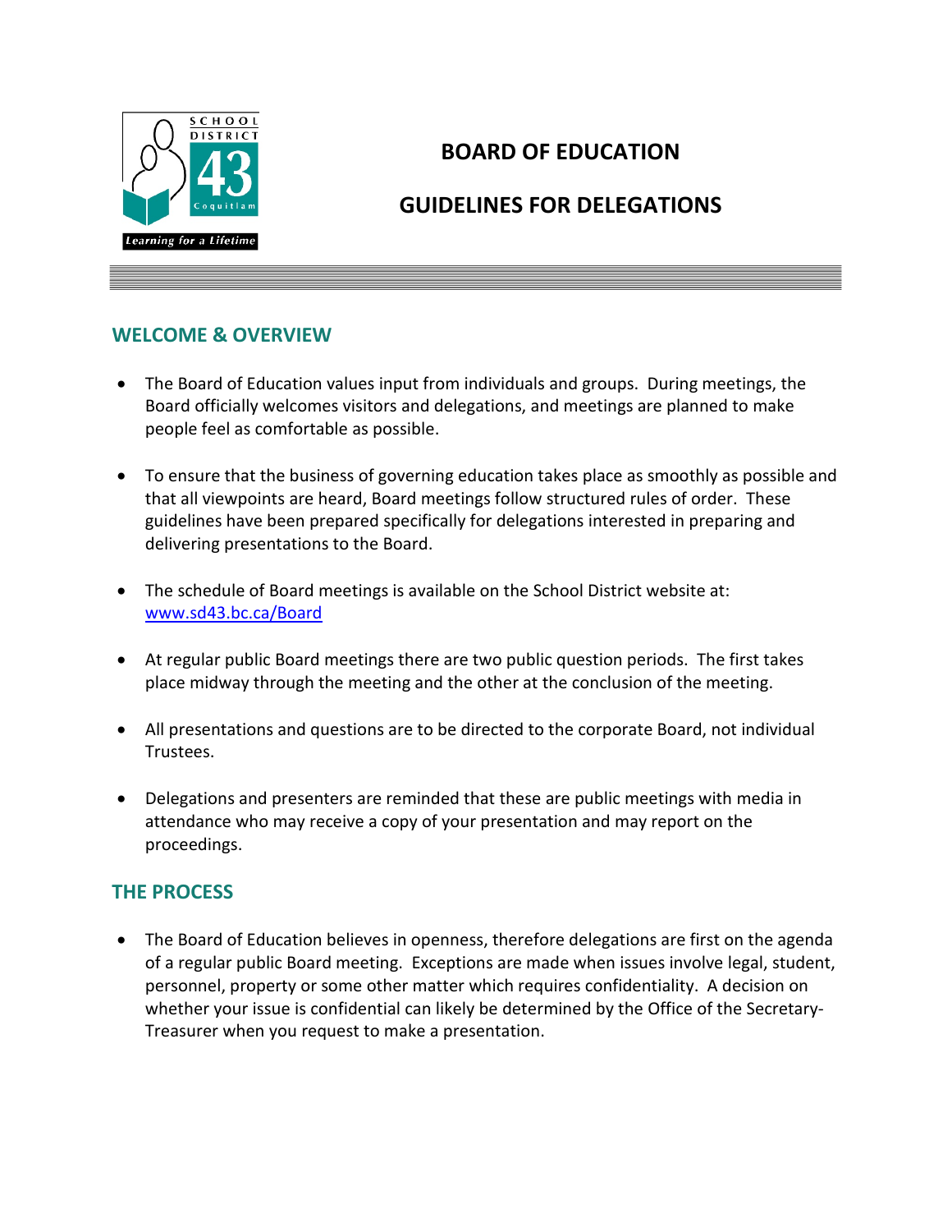# BOARD OF EDUCATION

# GUIDELINES FOR DELEGATIONS

## WELCOME & OVERVIEW

- The Board of Education values input from individuals and groups. During meetings, the Board officially welcomes visitors and delegations, and meetings are planned to make people feel as comfortable as possible.

- To ensure that the business of governing education takes place as smoothly as possible and that all viewpoints are heard, Board meetings follow structured rules of order. These guidelines have been prepared specifically for delegations interested in preparing and delivering presentations to the Board.

- The schedule of Board meetings is available on the School District website at: [www.sd43.bc.ca/Board](http://www.sd43.bc.ca/Board)

- At regular public Board meetings there are two public question periods. The first takes place midway through the meeting and the other at the conclusion of the meeting.

- All presentations and questions are to be directed to the corporate Board, not individual Trustees.

- Delegations and presenters are reminded that these are public meetings with media in attendance who may receive a copy of your presentation and may report on the proceedings.

## THE PROCESS

- The Board of Education believes in openness, therefore delegations are first on the agenda of a regular public Board meeting. Exceptions are made when issues involve legal, student, personnel, property or some other matter which requires confidentiality. A decision on whether your issue is confidential can likely be determined by the Office of the Secretary-Treasurer when you request to make a presentation.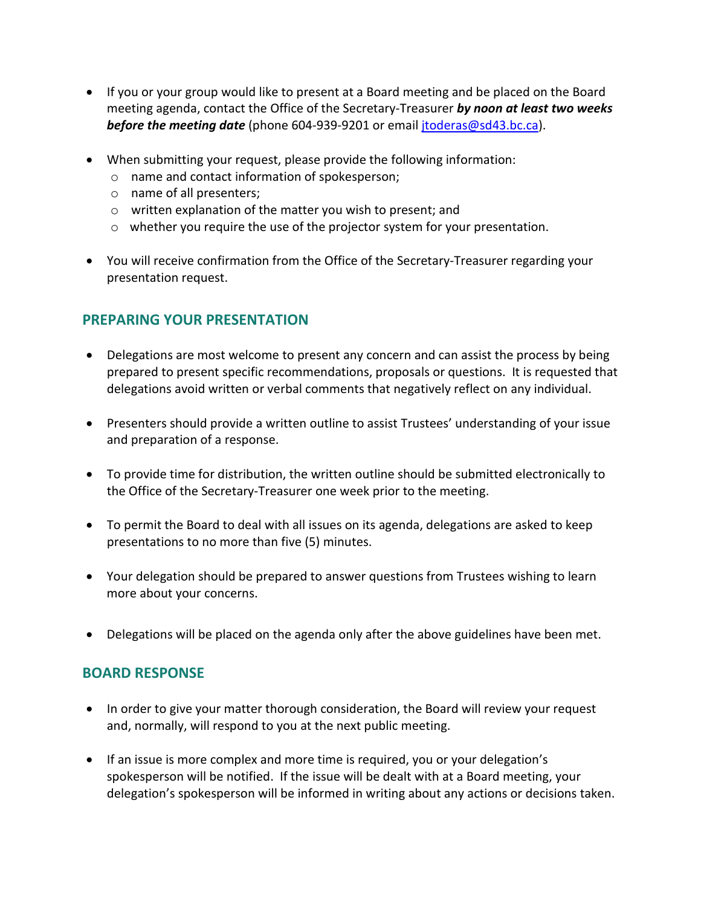- If you or your group would like to present at a Board meeting and be placed on the Board meeting agenda, contact the Office of the Secretary-Treasurer ***by noon at least two weeks before the meeting date*** (phone 604-939-9201 or email [jtoderas@sd43.bc.ca](mailto:jtoderas@sd43.bc.ca)).

- When submitting your request, please provide the following information:
  - name and contact information of spokesperson;
  - name of all presenters;
  - written explanation of the matter you wish to present; and
  - whether you require the use of the projector system for your presentation.

- You will receive confirmation from the Office of the Secretary-Treasurer regarding your presentation request.

## PREPARING YOUR PRESENTATION

- Delegations are most welcome to present any concern and can assist the process by being prepared to present specific recommendations, proposals or questions. It is requested that delegations avoid written or verbal comments that negatively reflect on any individual.

- Presenters should provide a written outline to assist Trustees' understanding of your issue and preparation of a response.

- To provide time for distribution, the written outline should be submitted electronically to the Office of the Secretary-Treasurer one week prior to the meeting.

- To permit the Board to deal with all issues on its agenda, delegations are asked to keep presentations to no more than five (5) minutes.

- Your delegation should be prepared to answer questions from Trustees wishing to learn more about your concerns.

- Delegations will be placed on the agenda only after the above guidelines have been met.

## BOARD RESPONSE

- In order to give your matter thorough consideration, the Board will review your request and, normally, will respond to you at the next public meeting.

- If an issue is more complex and more time is required, you or your delegation's spokesperson will be notified. If the issue will be dealt with at a Board meeting, your delegation's spokesperson will be informed in writing about any actions or decisions taken.